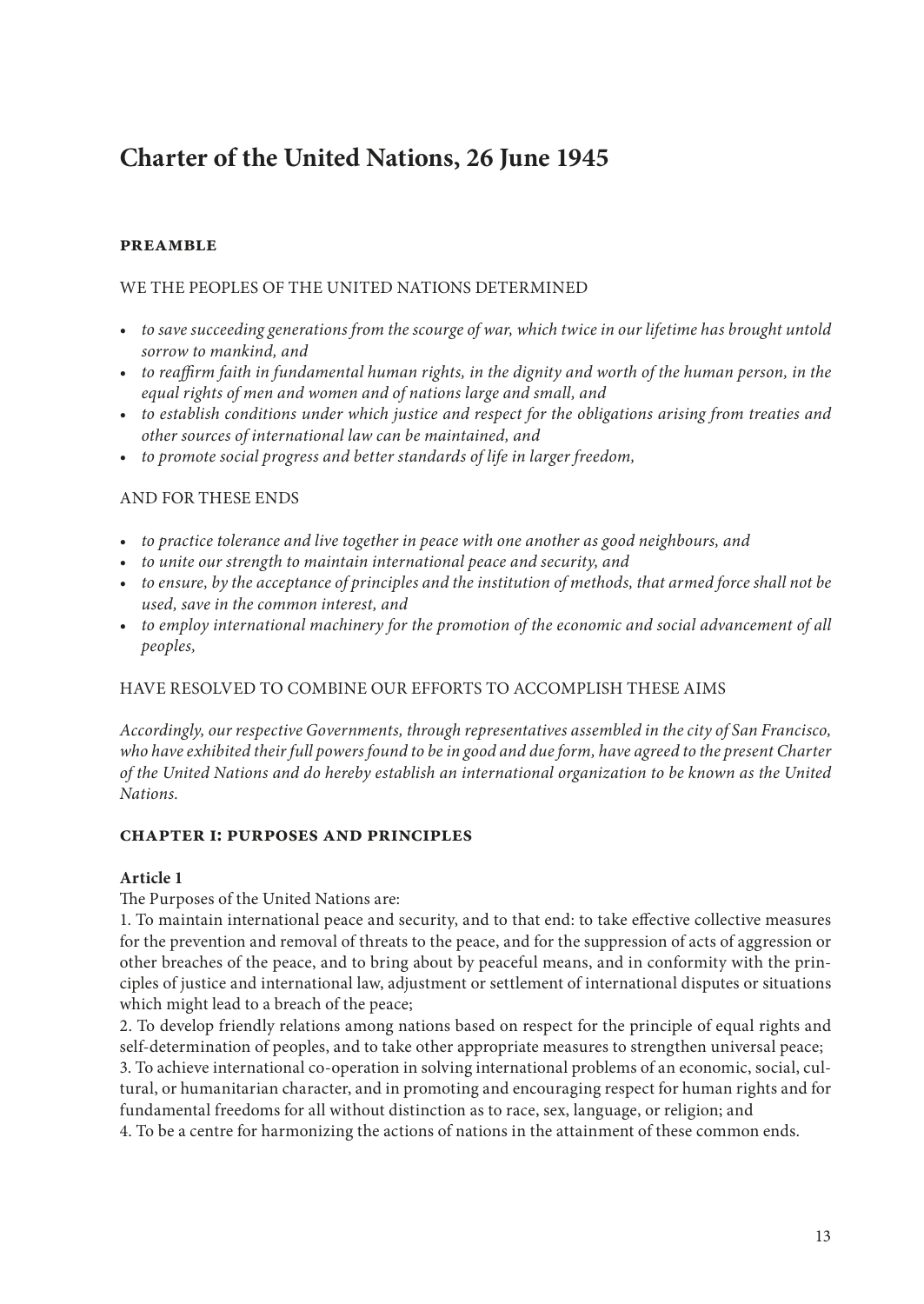# Charter of the United Nations, 26 June 1945

## PREAMBLE

WE THE PEOPLES OF THE UNITED NATIONS DETERMINED

- *to save succeeding generations from the scourge of war, which twice in our lifetime has brought untold sorrow to mankind, and*
- *to reaffirm faith in fundamental human rights, in the dignity and worth of the human person, in the equal rights of men and women and of nations large and small, and*
- *to establish conditions under which justice and respect for the obligations arising from treaties and other sources of international law can be maintained, and*
- *to promote social progress and better standards of life in larger freedom,*

AND FOR THESE ENDS

- *to practice tolerance and live together in peace with one another as good neighbours, and*
- *to unite our strength to maintain international peace and security, and*
- *to ensure, by the acceptance of principles and the institution of methods, that armed force shall not be used, save in the common interest, and*
- *to employ international machinery for the promotion of the economic and social advancement of all peoples,*

HAVE RESOLVED TO COMBINE OUR EFFORTS TO ACCOMPLISH THESE AIMS

*Accordingly, our respective Governments, through representatives assembled in the city of San Francisco, who have exhibited their full powers found to be in good and due form, have agreed to the present Charter of the United Nations and do hereby establish an international organization to be known as the United Nations.*

## CHAPTER I: PURPOSES AND PRINCIPLES

**Article 1**

The Purposes of the United Nations are:

1. To maintain international peace and security, and to that end: to take effective collective measures for the prevention and removal of threats to the peace, and for the suppression of acts of aggression or other breaches of the peace, and to bring about by peaceful means, and in conformity with the principles of justice and international law, adjustment or settlement of international disputes or situations which might lead to a breach of the peace;
2. To develop friendly relations among nations based on respect for the principle of equal rights and self-determination of peoples, and to take other appropriate measures to strengthen universal peace;
3. To achieve international co-operation in solving international problems of an economic, social, cultural, or humanitarian character, and in promoting and encouraging respect for human rights and for fundamental freedoms for all without distinction as to race, sex, language, or religion; and
4. To be a centre for harmonizing the actions of nations in the attainment of these common ends.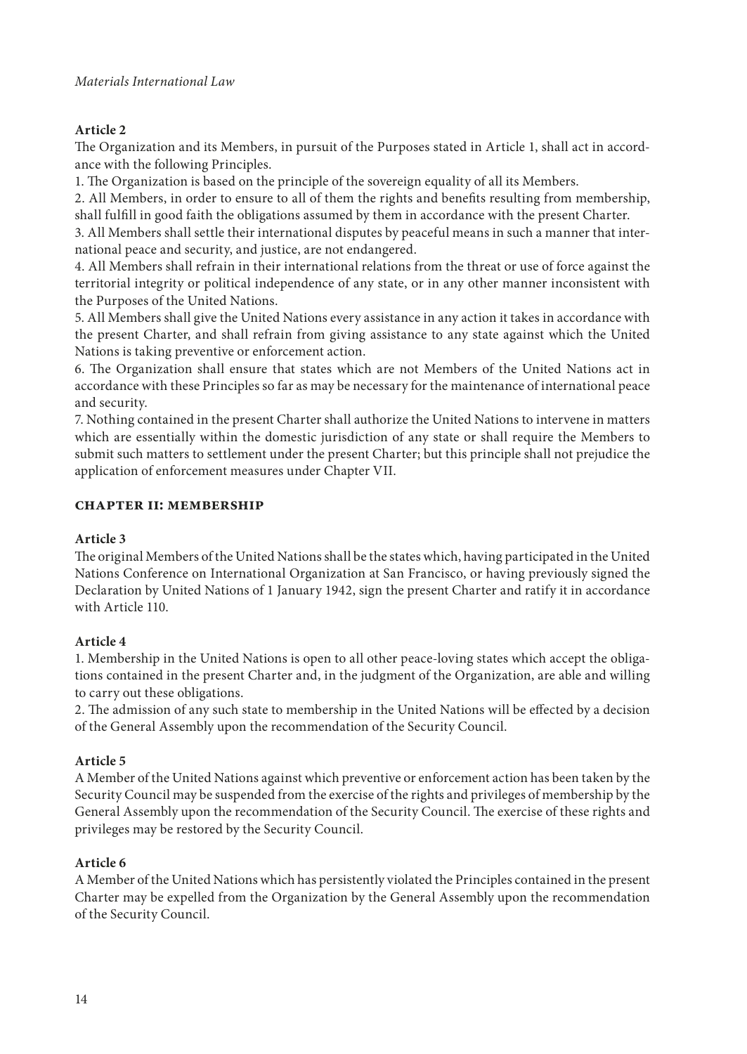**Article 2**

The Organization and its Members, in pursuit of the Purposes stated in Article 1, shall act in accordance with the following Principles.

1. The Organization is based on the principle of the sovereign equality of all its Members.
2. All Members, in order to ensure to all of them the rights and benefits resulting from membership, shall fulfill in good faith the obligations assumed by them in accordance with the present Charter.
3. All Members shall settle their international disputes by peaceful means in such a manner that international peace and security, and justice, are not endangered.
4. All Members shall refrain in their international relations from the threat or use of force against the territorial integrity or political independence of any state, or in any other manner inconsistent with the Purposes of the United Nations.
5. All Members shall give the United Nations every assistance in any action it takes in accordance with the present Charter, and shall refrain from giving assistance to any state against which the United Nations is taking preventive or enforcement action.
6. The Organization shall ensure that states which are not Members of the United Nations act in accordance with these Principles so far as may be necessary for the maintenance of international peace and security.
7. Nothing contained in the present Charter shall authorize the United Nations to intervene in matters which are essentially within the domestic jurisdiction of any state or shall require the Members to submit such matters to settlement under the present Charter; but this principle shall not prejudice the application of enforcement measures under Chapter VII.

## CHAPTER II: MEMBERSHIP

**Article 3**

The original Members of the United Nations shall be the states which, having participated in the United Nations Conference on International Organization at San Francisco, or having previously signed the Declaration by United Nations of 1 January 1942, sign the present Charter and ratify it in accordance with Article 110.

**Article 4**

1. Membership in the United Nations is open to all other peace-loving states which accept the obligations contained in the present Charter and, in the judgment of the Organization, are able and willing to carry out these obligations.
2. The admission of any such state to membership in the United Nations will be effected by a decision of the General Assembly upon the recommendation of the Security Council.

**Article 5**

A Member of the United Nations against which preventive or enforcement action has been taken by the Security Council may be suspended from the exercise of the rights and privileges of membership by the General Assembly upon the recommendation of the Security Council. The exercise of these rights and privileges may be restored by the Security Council.

**Article 6**

A Member of the United Nations which has persistently violated the Principles contained in the present Charter may be expelled from the Organization by the General Assembly upon the recommendation of the Security Council.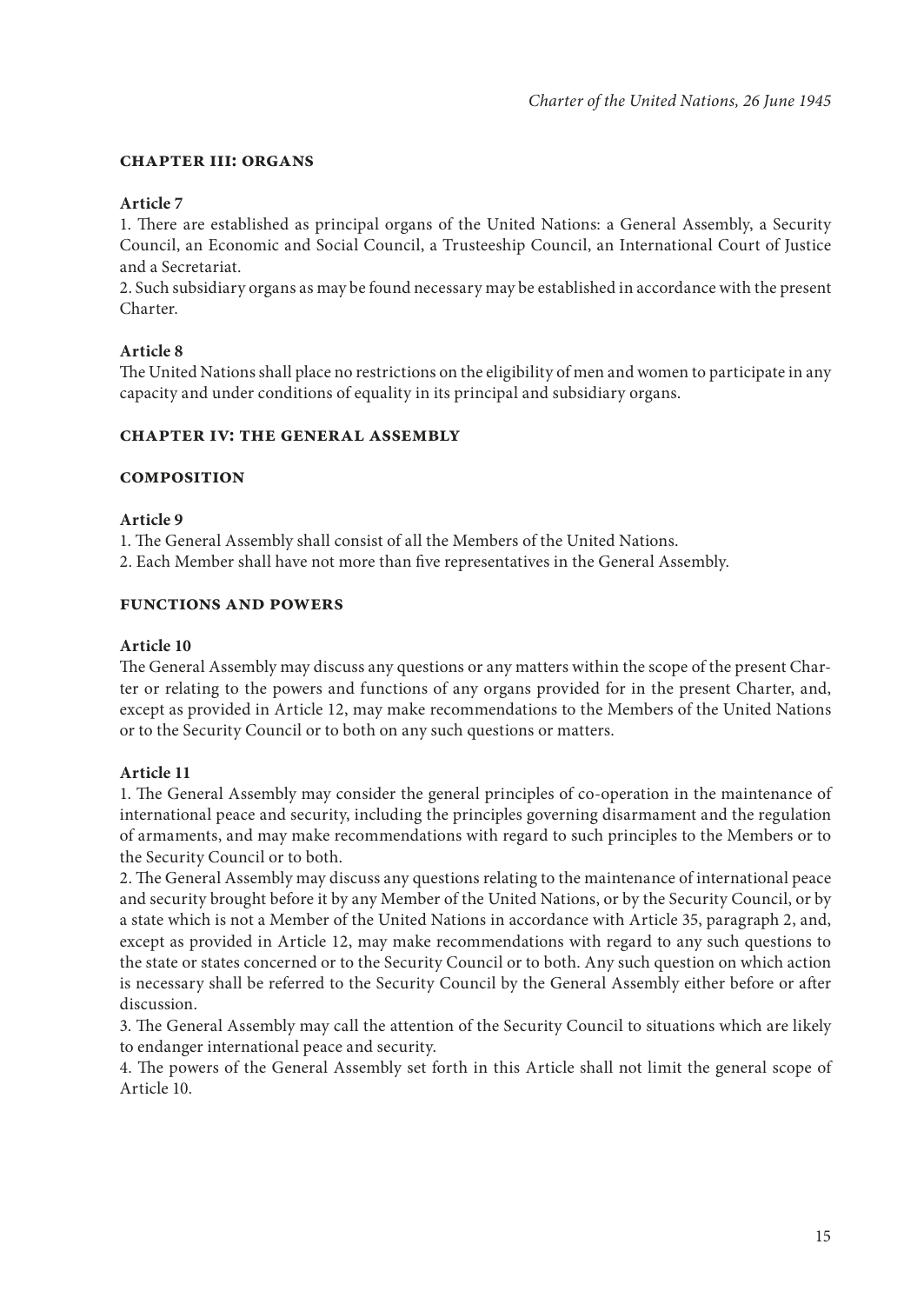## CHAPTER III: ORGANS

**Article 7**

1. There are established as principal organs of the United Nations: a General Assembly, a Security Council, an Economic and Social Council, a Trusteeship Council, an International Court of Justice and a Secretariat.
2. Such subsidiary organs as may be found necessary may be established in accordance with the present Charter.

**Article 8**

The United Nations shall place no restrictions on the eligibility of men and women to participate in any capacity and under conditions of equality in its principal and subsidiary organs.

## CHAPTER IV: THE GENERAL ASSEMBLY

### COMPOSITION

**Article 9**

1. The General Assembly shall consist of all the Members of the United Nations.
2. Each Member shall have not more than five representatives in the General Assembly.

### FUNCTIONS AND POWERS

**Article 10**

The General Assembly may discuss any questions or any matters within the scope of the present Charter or relating to the powers and functions of any organs provided for in the present Charter, and, except as provided in Article 12, may make recommendations to the Members of the United Nations or to the Security Council or to both on any such questions or matters.

**Article 11**

1. The General Assembly may consider the general principles of co-operation in the maintenance of international peace and security, including the principles governing disarmament and the regulation of armaments, and may make recommendations with regard to such principles to the Members or to the Security Council or to both.
2. The General Assembly may discuss any questions relating to the maintenance of international peace and security brought before it by any Member of the United Nations, or by the Security Council, or by a state which is not a Member of the United Nations in accordance with Article 35, paragraph 2, and, except as provided in Article 12, may make recommendations with regard to any such questions to the state or states concerned or to the Security Council or to both. Any such question on which action is necessary shall be referred to the Security Council by the General Assembly either before or after discussion.
3. The General Assembly may call the attention of the Security Council to situations which are likely to endanger international peace and security.
4. The powers of the General Assembly set forth in this Article shall not limit the general scope of Article 10.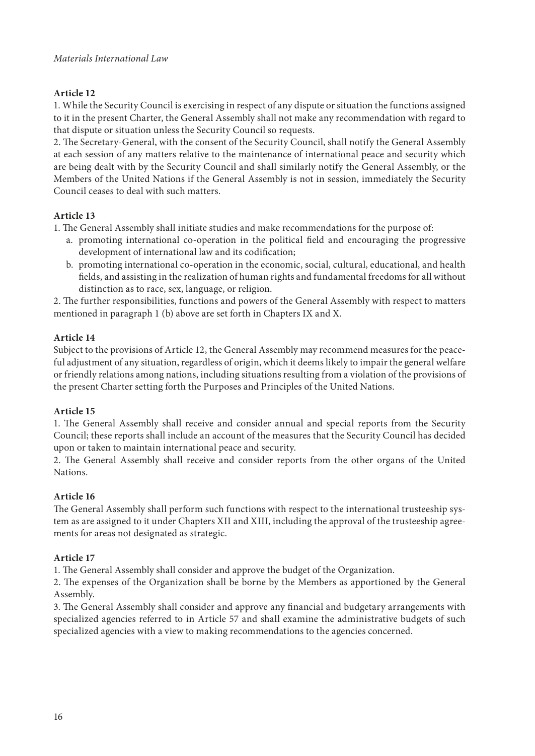**Article 12**

1. While the Security Council is exercising in respect of any dispute or situation the functions assigned to it in the present Charter, the General Assembly shall not make any recommendation with regard to that dispute or situation unless the Security Council so requests.
2. The Secretary-General, with the consent of the Security Council, shall notify the General Assembly at each session of any matters relative to the maintenance of international peace and security which are being dealt with by the Security Council and shall similarly notify the General Assembly, or the Members of the United Nations if the General Assembly is not in session, immediately the Security Council ceases to deal with such matters.

**Article 13**

1. The General Assembly shall initiate studies and make recommendations for the purpose of:
   a. promoting international co-operation in the political field and encouraging the progressive development of international law and its codification;
   b. promoting international co-operation in the economic, social, cultural, educational, and health fields, and assisting in the realization of human rights and fundamental freedoms for all without distinction as to race, sex, language, or religion.
2. The further responsibilities, functions and powers of the General Assembly with respect to matters mentioned in paragraph 1 (b) above are set forth in Chapters IX and X.

**Article 14**

Subject to the provisions of Article 12, the General Assembly may recommend measures for the peaceful adjustment of any situation, regardless of origin, which it deems likely to impair the general welfare or friendly relations among nations, including situations resulting from a violation of the provisions of the present Charter setting forth the Purposes and Principles of the United Nations.

**Article 15**

1. The General Assembly shall receive and consider annual and special reports from the Security Council; these reports shall include an account of the measures that the Security Council has decided upon or taken to maintain international peace and security.
2. The General Assembly shall receive and consider reports from the other organs of the United Nations.

**Article 16**

The General Assembly shall perform such functions with respect to the international trusteeship system as are assigned to it under Chapters XII and XIII, including the approval of the trusteeship agreements for areas not designated as strategic.

**Article 17**

1. The General Assembly shall consider and approve the budget of the Organization.
2. The expenses of the Organization shall be borne by the Members as apportioned by the General Assembly.
3. The General Assembly shall consider and approve any financial and budgetary arrangements with specialized agencies referred to in Article 57 and shall examine the administrative budgets of such specialized agencies with a view to making recommendations to the agencies concerned.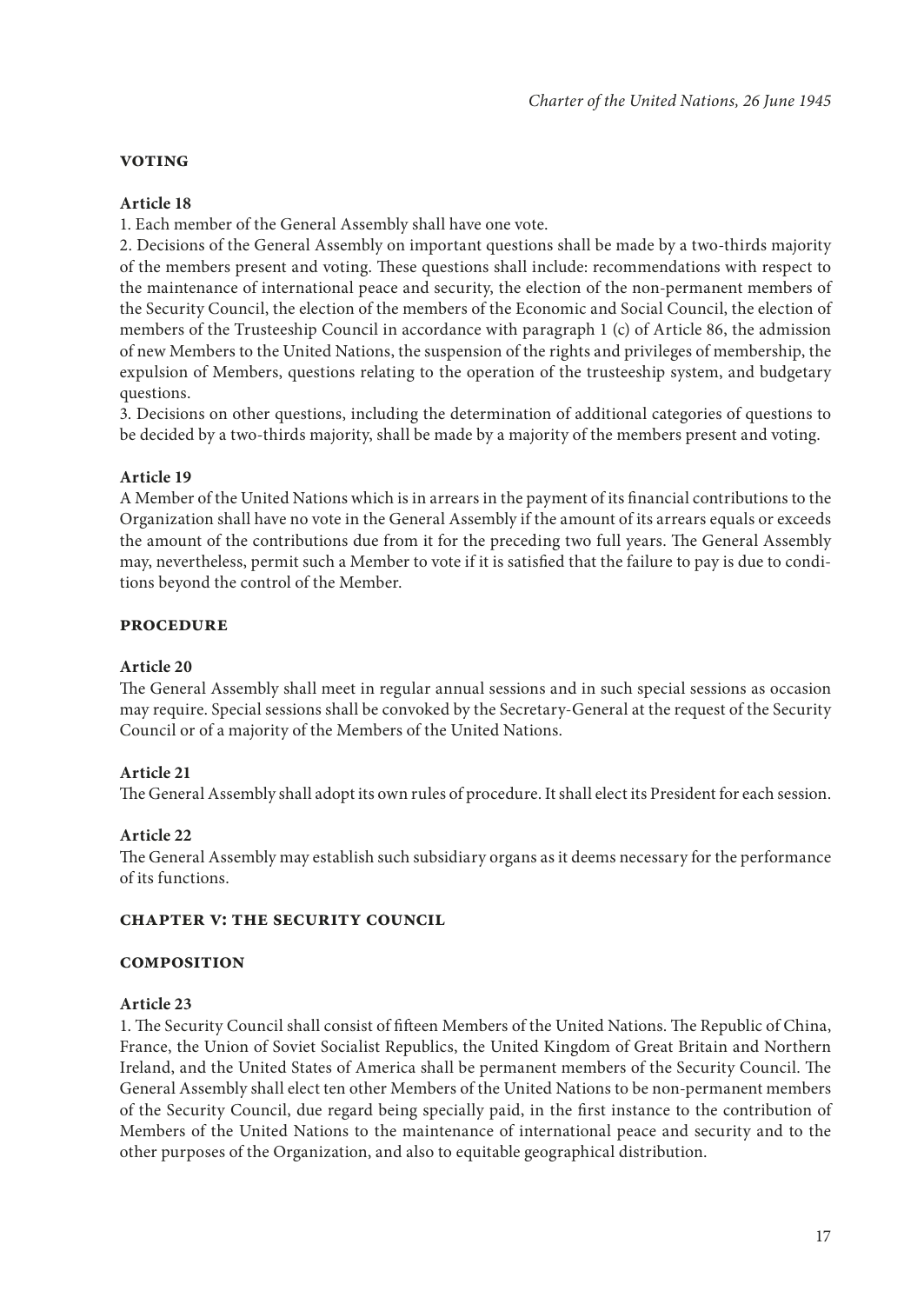### VOTING

**Article 18**

1. Each member of the General Assembly shall have one vote.
2. Decisions of the General Assembly on important questions shall be made by a two-thirds majority of the members present and voting. These questions shall include: recommendations with respect to the maintenance of international peace and security, the election of the non-permanent members of the Security Council, the election of the members of the Economic and Social Council, the election of members of the Trusteeship Council in accordance with paragraph 1 (c) of Article 86, the admission of new Members to the United Nations, the suspension of the rights and privileges of membership, the expulsion of Members, questions relating to the operation of the trusteeship system, and budgetary questions.
3. Decisions on other questions, including the determination of additional categories of questions to be decided by a two-thirds majority, shall be made by a majority of the members present and voting.

**Article 19**

A Member of the United Nations which is in arrears in the payment of its financial contributions to the Organization shall have no vote in the General Assembly if the amount of its arrears equals or exceeds the amount of the contributions due from it for the preceding two full years. The General Assembly may, nevertheless, permit such a Member to vote if it is satisfied that the failure to pay is due to conditions beyond the control of the Member.

### PROCEDURE

**Article 20**

The General Assembly shall meet in regular annual sessions and in such special sessions as occasion may require. Special sessions shall be convoked by the Secretary-General at the request of the Security Council or of a majority of the Members of the United Nations.

**Article 21**

The General Assembly shall adopt its own rules of procedure. It shall elect its President for each session.

**Article 22**

The General Assembly may establish such subsidiary organs as it deems necessary for the performance of its functions.

## CHAPTER V: THE SECURITY COUNCIL

### COMPOSITION

**Article 23**

1. The Security Council shall consist of fifteen Members of the United Nations. The Republic of China, France, the Union of Soviet Socialist Republics, the United Kingdom of Great Britain and Northern Ireland, and the United States of America shall be permanent members of the Security Council. The General Assembly shall elect ten other Members of the United Nations to be non-permanent members of the Security Council, due regard being specially paid, in the first instance to the contribution of Members of the United Nations to the maintenance of international peace and security and to the other purposes of the Organization, and also to equitable geographical distribution.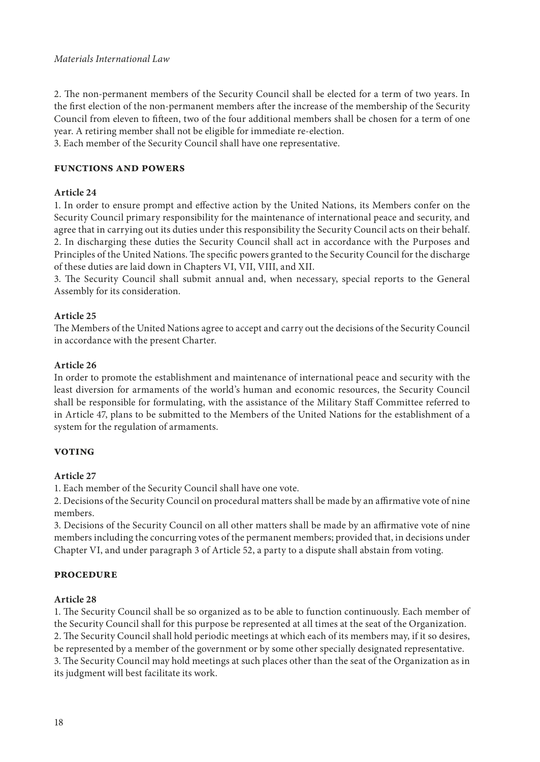2. The non-permanent members of the Security Council shall be elected for a term of two years. In the first election of the non-permanent members after the increase of the membership of the Security Council from eleven to fifteen, two of the four additional members shall be chosen for a term of one year. A retiring member shall not be eligible for immediate re-election.

3. Each member of the Security Council shall have one representative.

### FUNCTIONS AND POWERS

**Article 24**

1. In order to ensure prompt and effective action by the United Nations, its Members confer on the Security Council primary responsibility for the maintenance of international peace and security, and agree that in carrying out its duties under this responsibility the Security Council acts on their behalf.

2. In discharging these duties the Security Council shall act in accordance with the Purposes and Principles of the United Nations. The specific powers granted to the Security Council for the discharge of these duties are laid down in Chapters VI, VII, VIII, and XII.

3. The Security Council shall submit annual and, when necessary, special reports to the General Assembly for its consideration.

**Article 25**

The Members of the United Nations agree to accept and carry out the decisions of the Security Council in accordance with the present Charter.

**Article 26**

In order to promote the establishment and maintenance of international peace and security with the least diversion for armaments of the world's human and economic resources, the Security Council shall be responsible for formulating, with the assistance of the Military Staff Committee referred to in Article 47, plans to be submitted to the Members of the United Nations for the establishment of a system for the regulation of armaments.

### VOTING

**Article 27**

1. Each member of the Security Council shall have one vote.

2. Decisions of the Security Council on procedural matters shall be made by an affirmative vote of nine members.

3. Decisions of the Security Council on all other matters shall be made by an affirmative vote of nine members including the concurring votes of the permanent members; provided that, in decisions under Chapter VI, and under paragraph 3 of Article 52, a party to a dispute shall abstain from voting.

### PROCEDURE

**Article 28**

1. The Security Council shall be so organized as to be able to function continuously. Each member of the Security Council shall for this purpose be represented at all times at the seat of the Organization.

2. The Security Council shall hold periodic meetings at which each of its members may, if it so desires, be represented by a member of the government or by some other specially designated representative.

3. The Security Council may hold meetings at such places other than the seat of the Organization as in its judgment will best facilitate its work.